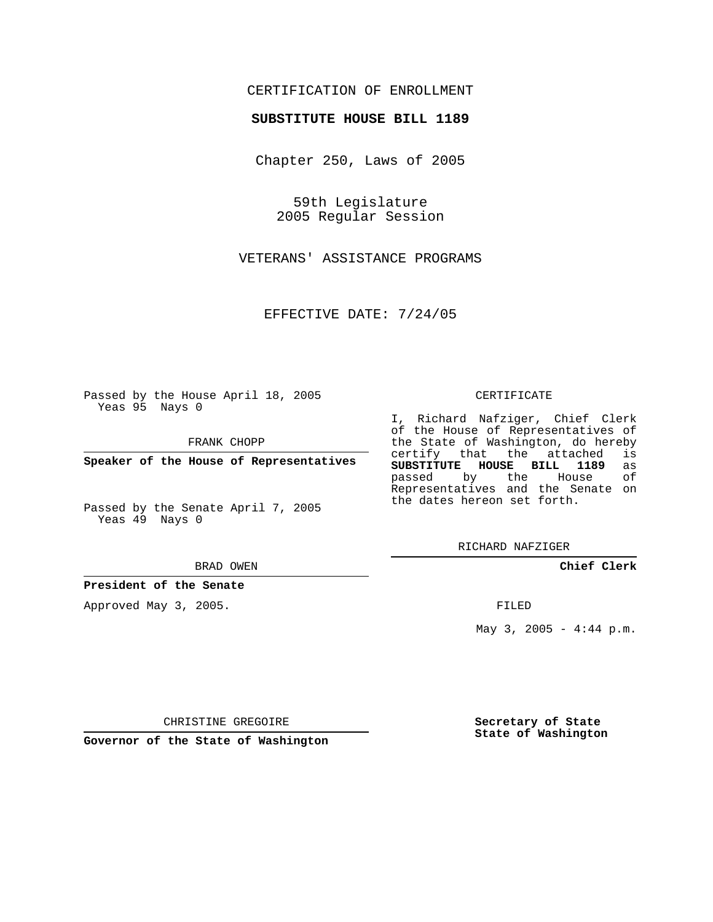CERTIFICATION OF ENROLLMENT

**SUBSTITUTE HOUSE BILL 1189**

Chapter 250, Laws of 2005

59th Legislature
2005 Regular Session

VETERANS' ASSISTANCE PROGRAMS

EFFECTIVE DATE: 7/24/05

Passed by the House April 18, 2005
Yeas 95 Nays 0

FRANK CHOPP

**Speaker of the House of Representatives**

Passed by the Senate April 7, 2005
Yeas 49 Nays 0

BRAD OWEN

**President of the Senate**

Approved May 3, 2005.

CHRISTINE GREGOIRE

**Governor of the State of Washington**

CERTIFICATE

I, Richard Nafziger, Chief Clerk of the House of Representatives of the State of Washington, do hereby certify that the attached is **SUBSTITUTE HOUSE BILL 1189** as passed by the House of Representatives and the Senate on the dates hereon set forth.

RICHARD NAFZIGER

**Chief Clerk**

FILED

May 3, 2005 - 4:44 p.m.

**Secretary of State**
**State of Washington**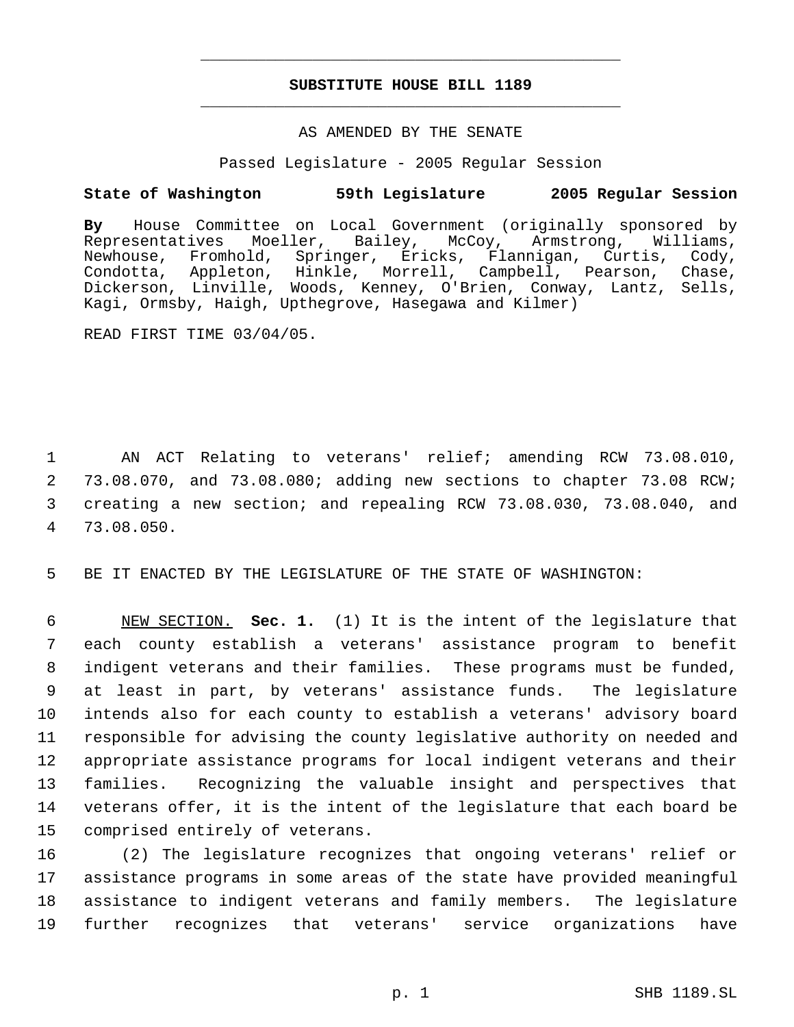# SUBSTITUTE HOUSE BILL 1189

AS AMENDED BY THE SENATE

Passed Legislature - 2005 Regular Session

**State of Washington 59th Legislature 2005 Regular Session**

**By** House Committee on Local Government (originally sponsored by Representatives Moeller, Bailey, McCoy, Armstrong, Williams, Newhouse, Fromhold, Springer, Ericks, Flannigan, Curtis, Cody, Condotta, Appleton, Hinkle, Morrell, Campbell, Pearson, Chase, Dickerson, Linville, Woods, Kenney, O'Brien, Conway, Lantz, Sells, Kagi, Ormsby, Haigh, Upthegrove, Hasegawa and Kilmer)

READ FIRST TIME 03/04/05.

AN ACT Relating to veterans' relief; amending RCW 73.08.010, 73.08.070, and 73.08.080; adding new sections to chapter 73.08 RCW; creating a new section; and repealing RCW 73.08.030, 73.08.040, and 73.08.050.

BE IT ENACTED BY THE LEGISLATURE OF THE STATE OF WASHINGTON:

NEW SECTION. **Sec. 1.** (1) It is the intent of the legislature that each county establish a veterans' assistance program to benefit indigent veterans and their families. These programs must be funded, at least in part, by veterans' assistance funds. The legislature intends also for each county to establish a veterans' advisory board responsible for advising the county legislative authority on needed and appropriate assistance programs for local indigent veterans and their families. Recognizing the valuable insight and perspectives that veterans offer, it is the intent of the legislature that each board be comprised entirely of veterans.

(2) The legislature recognizes that ongoing veterans' relief or assistance programs in some areas of the state have provided meaningful assistance to indigent veterans and family members. The legislature further recognizes that veterans' service organizations have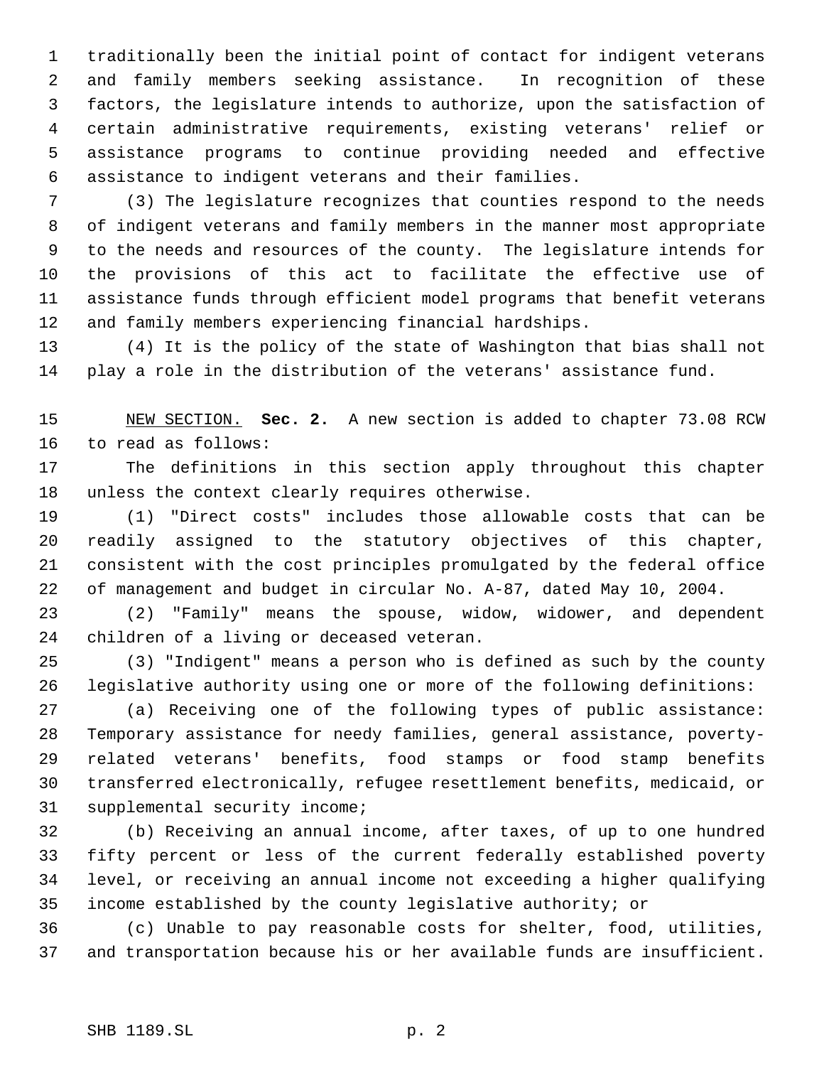traditionally been the initial point of contact for indigent veterans and family members seeking assistance. In recognition of these factors, the legislature intends to authorize, upon the satisfaction of certain administrative requirements, existing veterans' relief or assistance programs to continue providing needed and effective assistance to indigent veterans and their families.

(3) The legislature recognizes that counties respond to the needs of indigent veterans and family members in the manner most appropriate to the needs and resources of the county. The legislature intends for the provisions of this act to facilitate the effective use of assistance funds through efficient model programs that benefit veterans and family members experiencing financial hardships.

(4) It is the policy of the state of Washington that bias shall not play a role in the distribution of the veterans' assistance fund.

NEW SECTION. **Sec. 2.** A new section is added to chapter 73.08 RCW to read as follows:

The definitions in this section apply throughout this chapter unless the context clearly requires otherwise.

(1) "Direct costs" includes those allowable costs that can be readily assigned to the statutory objectives of this chapter, consistent with the cost principles promulgated by the federal office of management and budget in circular No. A-87, dated May 10, 2004.

(2) "Family" means the spouse, widow, widower, and dependent children of a living or deceased veteran.

(3) "Indigent" means a person who is defined as such by the county legislative authority using one or more of the following definitions:

(a) Receiving one of the following types of public assistance: Temporary assistance for needy families, general assistance, poverty-related veterans' benefits, food stamps or food stamp benefits transferred electronically, refugee resettlement benefits, medicaid, or supplemental security income;

(b) Receiving an annual income, after taxes, of up to one hundred fifty percent or less of the current federally established poverty level, or receiving an annual income not exceeding a higher qualifying income established by the county legislative authority; or

(c) Unable to pay reasonable costs for shelter, food, utilities, and transportation because his or her available funds are insufficient.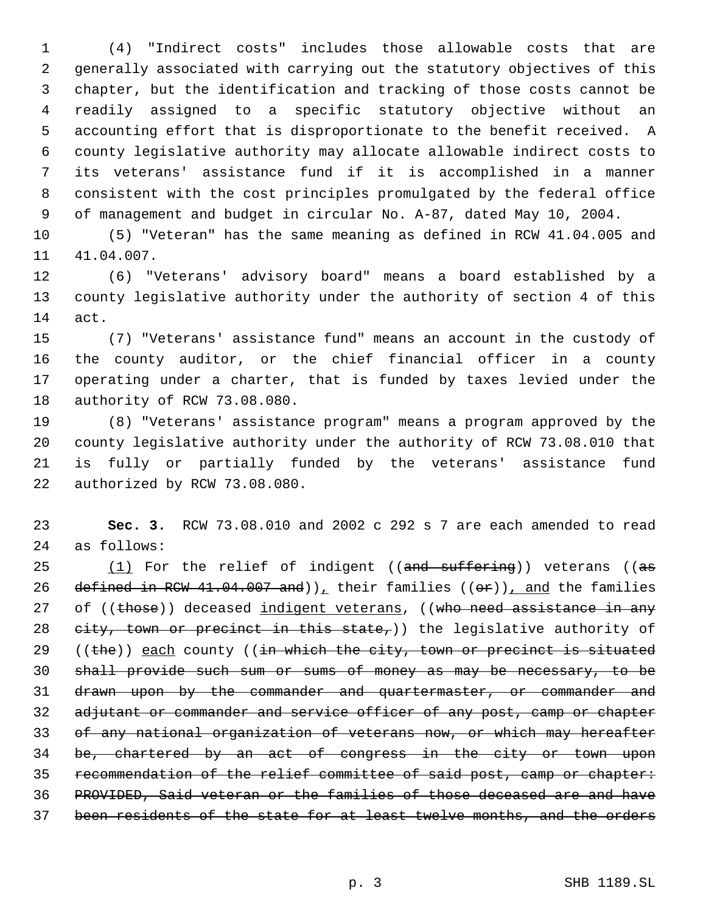(4) "Indirect costs" includes those allowable costs that are generally associated with carrying out the statutory objectives of this chapter, but the identification and tracking of those costs cannot be readily assigned to a specific statutory objective without an accounting effort that is disproportionate to the benefit received. A county legislative authority may allocate allowable indirect costs to its veterans' assistance fund if it is accomplished in a manner consistent with the cost principles promulgated by the federal office of management and budget in circular No. A-87, dated May 10, 2004.

(5) "Veteran" has the same meaning as defined in RCW 41.04.005 and 41.04.007.

(6) "Veterans' advisory board" means a board established by a county legislative authority under the authority of section 4 of this act.

(7) "Veterans' assistance fund" means an account in the custody of the county auditor, or the chief financial officer in a county operating under a charter, that is funded by taxes levied under the authority of RCW 73.08.080.

(8) "Veterans' assistance program" means a program approved by the county legislative authority under the authority of RCW 73.08.010 that is fully or partially funded by the veterans' assistance fund authorized by RCW 73.08.080.

**Sec. 3.** RCW 73.08.010 and 2002 c 292 s 7 are each amended to read as follows:

<u>(1)</u> For the relief of indigent ((~~and suffering~~)) veterans ((~~as defined in RCW 41.04.007 and~~))<u>,</u> their families ((~~or~~))<u>, and</u> the families of ((~~those~~)) deceased <u>indigent veterans</u>, ((~~who need assistance in any city, town or precinct in this state,~~)) the legislative authority of ((~~the~~)) <u>each</u> county ((~~in which the city, town or precinct is situated shall provide such sum or sums of money as may be necessary, to be drawn upon by the commander and quartermaster, or commander and adjutant or commander and service officer of any post, camp or chapter of any national organization of veterans now, or which may hereafter be, chartered by an act of congress in the city or town upon recommendation of the relief committee of said post, camp or chapter: PROVIDED, Said veteran or the families of those deceased are and have been residents of the state for at least twelve months, and the orders~~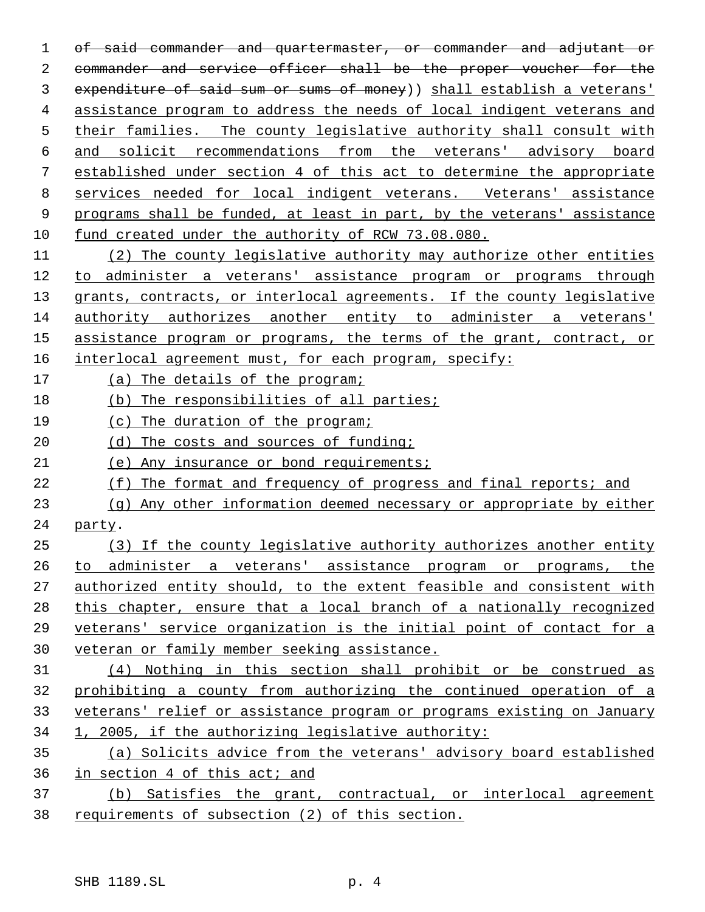of said commander and quartermaster, or commander and adjutant or commander and service officer shall be the proper voucher for the expenditure of said sum or sums of money)) shall establish a veterans' assistance program to address the needs of local indigent veterans and their families. The county legislative authority shall consult with and solicit recommendations from the veterans' advisory board established under section 4 of this act to determine the appropriate services needed for local indigent veterans. Veterans' assistance programs shall be funded, at least in part, by the veterans' assistance fund created under the authority of RCW 73.08.080.

(2) The county legislative authority may authorize other entities to administer a veterans' assistance program or programs through grants, contracts, or interlocal agreements. If the county legislative authority authorizes another entity to administer a veterans' assistance program or programs, the terms of the grant, contract, or interlocal agreement must, for each program, specify:

(a) The details of the program;

(b) The responsibilities of all parties;

(c) The duration of the program;

(d) The costs and sources of funding;

(e) Any insurance or bond requirements;

(f) The format and frequency of progress and final reports; and

(g) Any other information deemed necessary or appropriate by either party.

(3) If the county legislative authority authorizes another entity to administer a veterans' assistance program or programs, the authorized entity should, to the extent feasible and consistent with this chapter, ensure that a local branch of a nationally recognized veterans' service organization is the initial point of contact for a veteran or family member seeking assistance.

(4) Nothing in this section shall prohibit or be construed as prohibiting a county from authorizing the continued operation of a veterans' relief or assistance program or programs existing on January 1, 2005, if the authorizing legislative authority:

(a) Solicits advice from the veterans' advisory board established in section 4 of this act; and

(b) Satisfies the grant, contractual, or interlocal agreement requirements of subsection (2) of this section.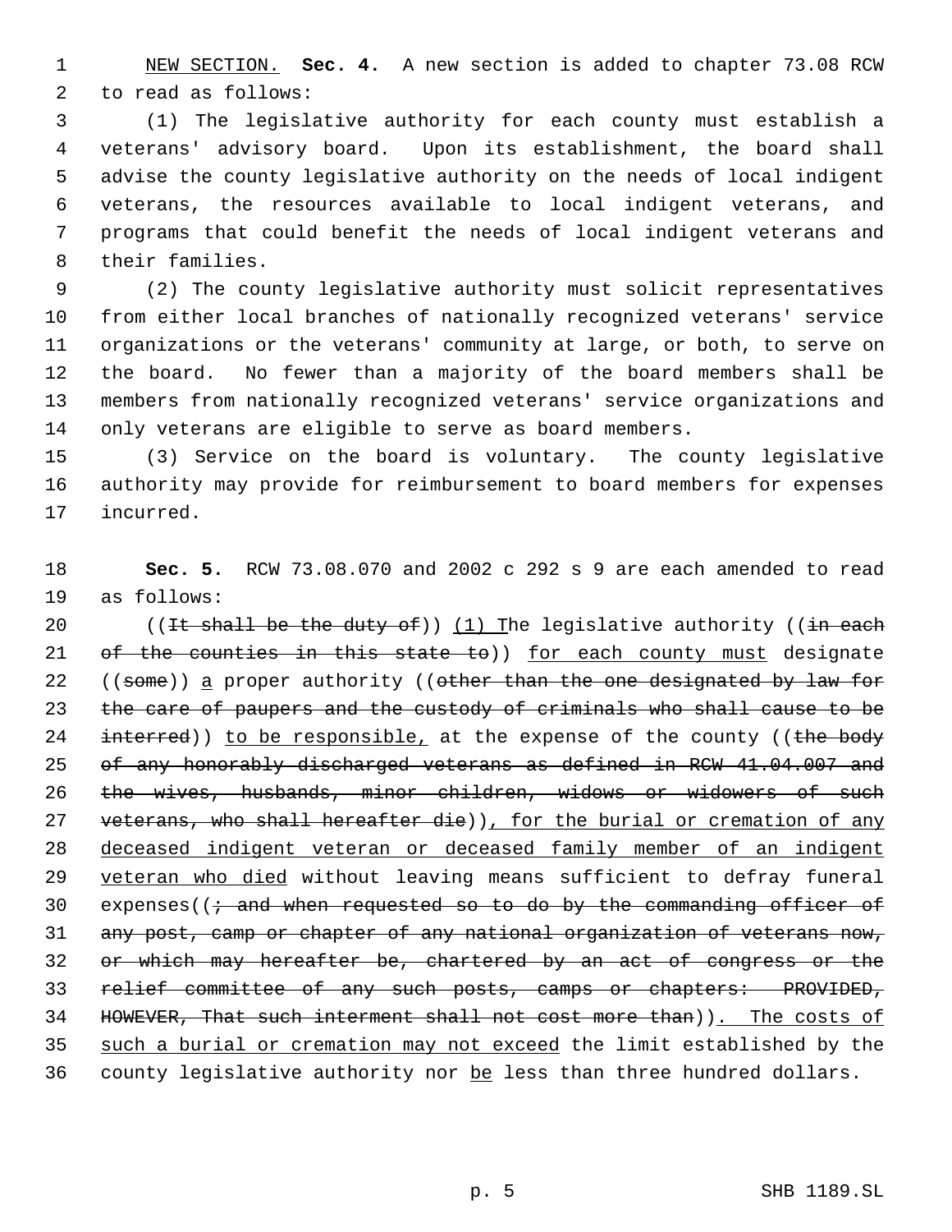<u>NEW SECTION.</u> **Sec. 4.** A new section is added to chapter 73.08 RCW to read as follows:

(1) The legislative authority for each county must establish a veterans' advisory board. Upon its establishment, the board shall advise the county legislative authority on the needs of local indigent veterans, the resources available to local indigent veterans, and programs that could benefit the needs of local indigent veterans and their families.

(2) The county legislative authority must solicit representatives from either local branches of nationally recognized veterans' service organizations or the veterans' community at large, or both, to serve on the board. No fewer than a majority of the board members shall be members from nationally recognized veterans' service organizations and only veterans are eligible to serve as board members.

(3) Service on the board is voluntary. The county legislative authority may provide for reimbursement to board members for expenses incurred.

**Sec. 5.** RCW 73.08.070 and 2002 c 292 s 9 are each amended to read as follows:

((~~It shall be the duty of~~)) <u>(1) T</u>he legislative authority ((~~in each of the counties in this state to~~)) <u>for each county must</u> designate ((~~some~~)) <u>a</u> proper authority ((~~other than the one designated by law for the care of paupers and the custody of criminals who shall cause to be interred~~)) <u>to be responsible,</u> at the expense of the county ((~~the body of any honorably discharged veterans as defined in RCW 41.04.007 and the wives, husbands, minor children, widows or widowers of such veterans, who shall hereafter die~~))<u>, for the burial or cremation of any deceased indigent veteran or deceased family member of an indigent veteran who died</u> without leaving means sufficient to defray funeral expenses((~~; and when requested so to do by the commanding officer of any post, camp or chapter of any national organization of veterans now, or which may hereafter be, chartered by an act of congress or the relief committee of any such posts, camps or chapters: PROVIDED, HOWEVER, That such interment shall not cost more than~~))<u>. The costs of such a burial or cremation may not exceed</u> the limit established by the county legislative authority nor <u>be</u> less than three hundred dollars.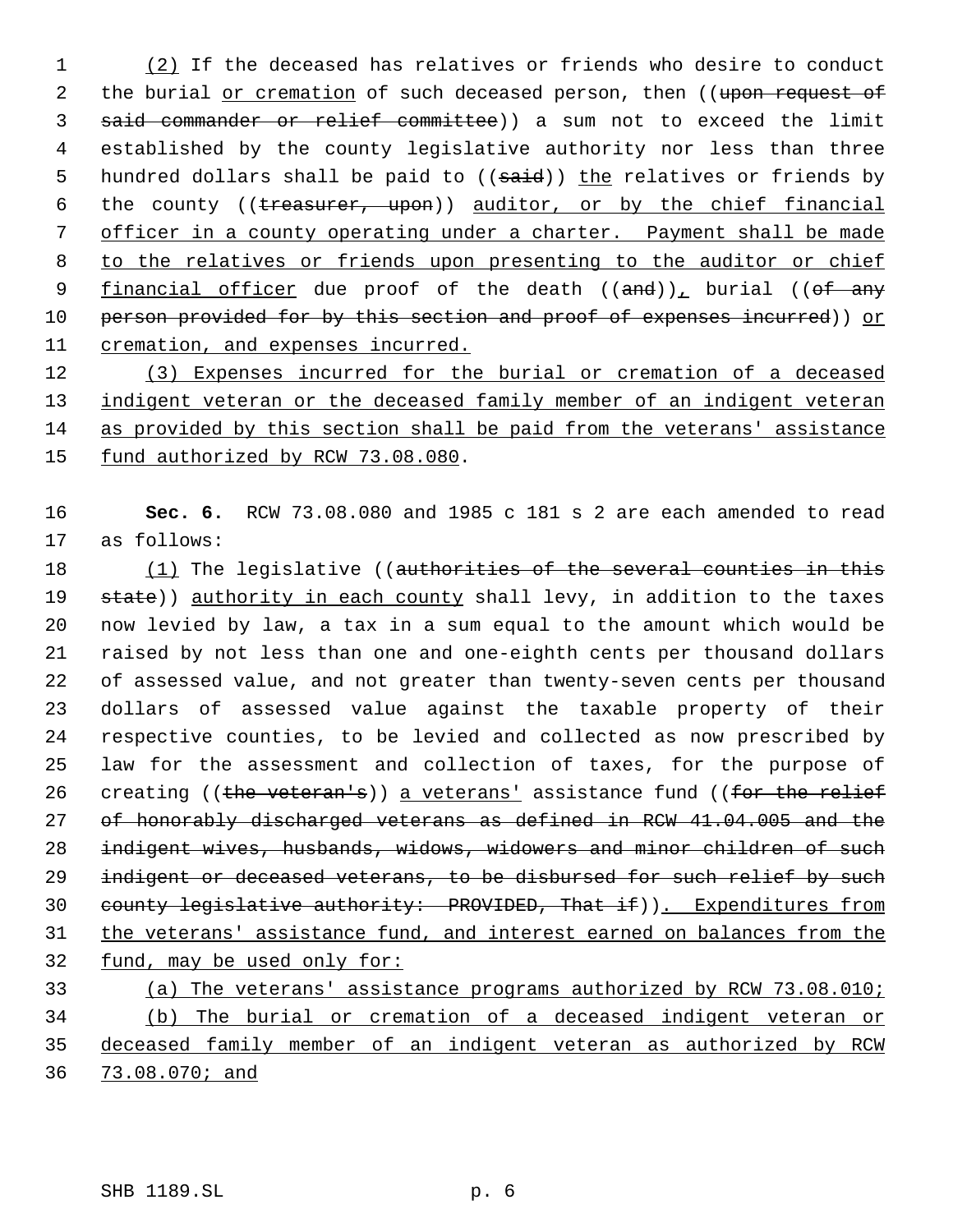(2) If the deceased has relatives or friends who desire to conduct the burial or cremation of such deceased person, then ((~~upon request of said commander or relief committee~~)) a sum not to exceed the limit established by the county legislative authority nor less than three hundred dollars shall be paid to ((~~said~~)) the relatives or friends by the county ((~~treasurer, upon~~)) auditor, or by the chief financial officer in a county operating under a charter. Payment shall be made to the relatives or friends upon presenting to the auditor or chief financial officer due proof of the death ((~~and~~)), burial ((~~of any person provided for by this section and proof of expenses incurred~~)) or cremation, and expenses incurred.

(3) Expenses incurred for the burial or cremation of a deceased indigent veteran or the deceased family member of an indigent veteran as provided by this section shall be paid from the veterans' assistance fund authorized by RCW 73.08.080.

**Sec. 6.** RCW 73.08.080 and 1985 c 181 s 2 are each amended to read as follows:

(1) The legislative ((~~authorities of the several counties in this state~~)) authority in each county shall levy, in addition to the taxes now levied by law, a tax in a sum equal to the amount which would be raised by not less than one and one-eighth cents per thousand dollars of assessed value, and not greater than twenty-seven cents per thousand dollars of assessed value against the taxable property of their respective counties, to be levied and collected as now prescribed by law for the assessment and collection of taxes, for the purpose of creating ((~~the veteran's~~)) a veterans' assistance fund ((~~for the relief of honorably discharged veterans as defined in RCW 41.04.005 and the indigent wives, husbands, widows, widowers and minor children of such indigent or deceased veterans, to be disbursed for such relief by such county legislative authority: PROVIDED, That if~~)). Expenditures from the veterans' assistance fund, and interest earned on balances from the fund, may be used only for:

(a) The veterans' assistance programs authorized by RCW 73.08.010;

(b) The burial or cremation of a deceased indigent veteran or deceased family member of an indigent veteran as authorized by RCW 73.08.070; and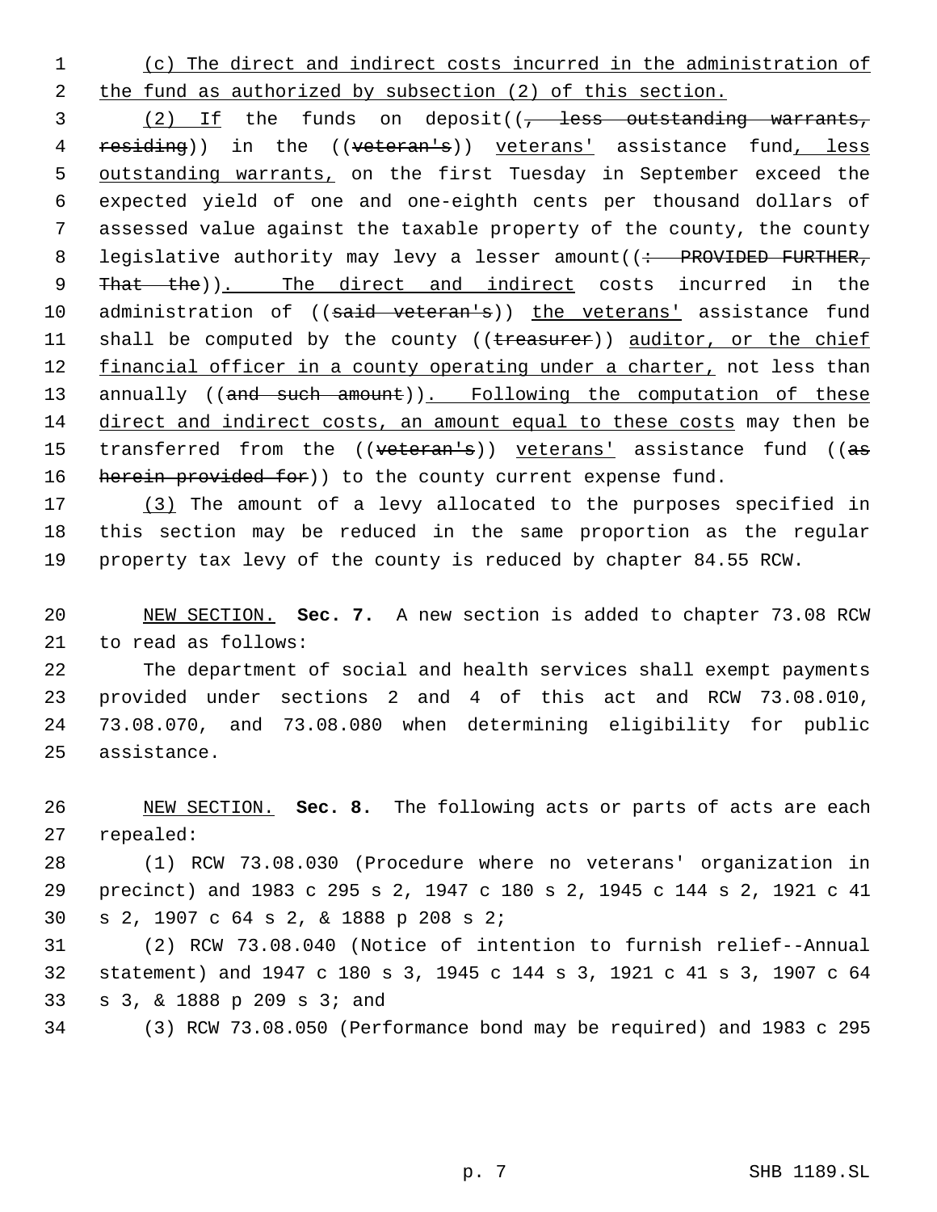(c) The direct and indirect costs incurred in the administration of the fund as authorized by subsection (2) of this section.

(2) If the funds on deposit((, less outstanding warrants, residing)) in the ((veteran's)) veterans' assistance fund, less outstanding warrants, on the first Tuesday in September exceed the expected yield of one and one-eighth cents per thousand dollars of assessed value against the taxable property of the county, the county legislative authority may levy a lesser amount((: PROVIDED FURTHER, That the)). The direct and indirect costs incurred in the administration of ((said veteran's)) the veterans' assistance fund shall be computed by the county ((treasurer)) auditor, or the chief financial officer in a county operating under a charter, not less than annually ((and such amount)). Following the computation of these direct and indirect costs, an amount equal to these costs may then be transferred from the ((veteran's)) veterans' assistance fund ((as herein provided for)) to the county current expense fund.

(3) The amount of a levy allocated to the purposes specified in this section may be reduced in the same proportion as the regular property tax levy of the county is reduced by chapter 84.55 RCW.

NEW SECTION. **Sec. 7.** A new section is added to chapter 73.08 RCW to read as follows:

The department of social and health services shall exempt payments provided under sections 2 and 4 of this act and RCW 73.08.010, 73.08.070, and 73.08.080 when determining eligibility for public assistance.

NEW SECTION. **Sec. 8.** The following acts or parts of acts are each repealed:

(1) RCW 73.08.030 (Procedure where no veterans' organization in precinct) and 1983 c 295 s 2, 1947 c 180 s 2, 1945 c 144 s 2, 1921 c 41 s 2, 1907 c 64 s 2, & 1888 p 208 s 2;

(2) RCW 73.08.040 (Notice of intention to furnish relief--Annual statement) and 1947 c 180 s 3, 1945 c 144 s 3, 1921 c 41 s 3, 1907 c 64 s 3, & 1888 p 209 s 3; and

(3) RCW 73.08.050 (Performance bond may be required) and 1983 c 295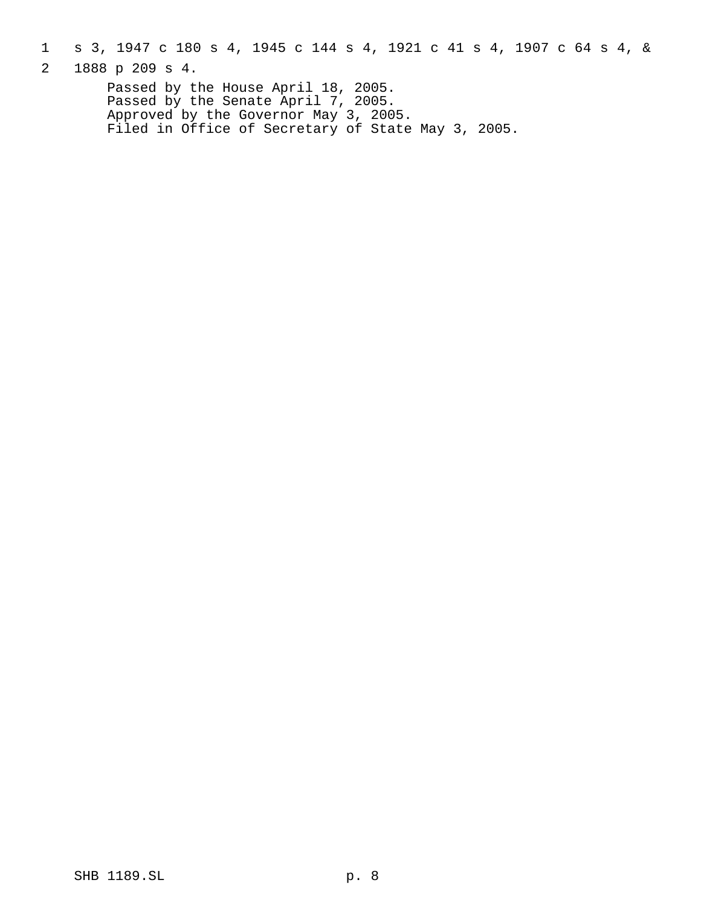s 3, 1947 c 180 s 4, 1945 c 144 s 4, 1921 c 41 s 4, 1907 c 64 s 4, & 1888 p 209 s 4.

Passed by the House April 18, 2005.
Passed by the Senate April 7, 2005.
Approved by the Governor May 3, 2005.
Filed in Office of Secretary of State May 3, 2005.